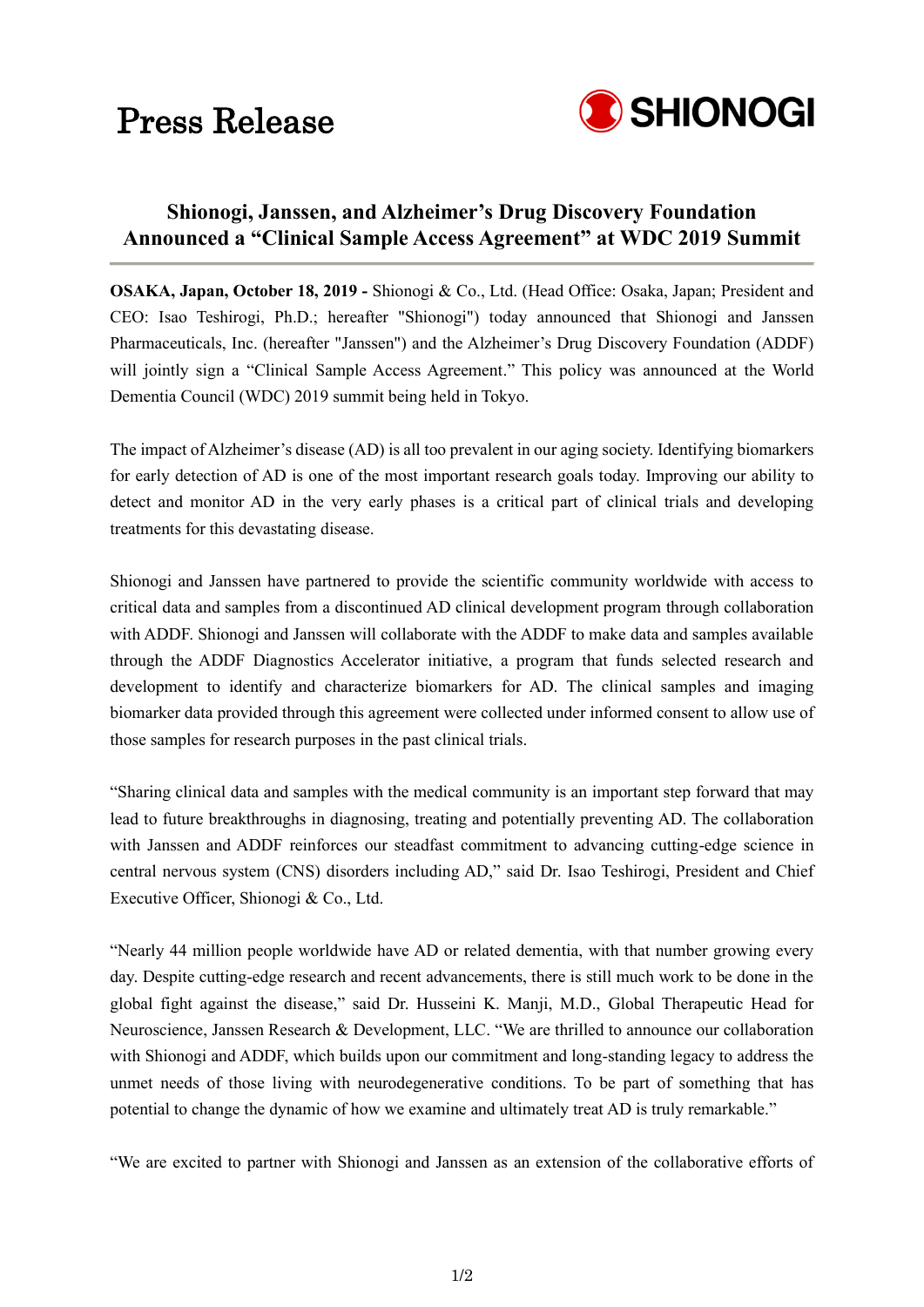Press Release

SHIONOGI

## Shionogi, Janssen, and Alzheimer's Drug Discovery Foundation Announced a "Clinical Sample Access Agreement" at WDC 2019 Summit

**OSAKA, Japan, October 18, 2019 -** Shionogi & Co., Ltd. (Head Office: Osaka, Japan; President and CEO: Isao Teshirogi, Ph.D.; hereafter "Shionogi") today announced that Shionogi and Janssen Pharmaceuticals, Inc. (hereafter "Janssen") and the Alzheimer's Drug Discovery Foundation (ADDF) will jointly sign a "Clinical Sample Access Agreement." This policy was announced at the World Dementia Council (WDC) 2019 summit being held in Tokyo.

The impact of Alzheimer's disease (AD) is all too prevalent in our aging society. Identifying biomarkers for early detection of AD is one of the most important research goals today. Improving our ability to detect and monitor AD in the very early phases is a critical part of clinical trials and developing treatments for this devastating disease.

Shionogi and Janssen have partnered to provide the scientific community worldwide with access to critical data and samples from a discontinued AD clinical development program through collaboration with ADDF. Shionogi and Janssen will collaborate with the ADDF to make data and samples available through the ADDF Diagnostics Accelerator initiative, a program that funds selected research and development to identify and characterize biomarkers for AD. The clinical samples and imaging biomarker data provided through this agreement were collected under informed consent to allow use of those samples for research purposes in the past clinical trials.

"Sharing clinical data and samples with the medical community is an important step forward that may lead to future breakthroughs in diagnosing, treating and potentially preventing AD. The collaboration with Janssen and ADDF reinforces our steadfast commitment to advancing cutting-edge science in central nervous system (CNS) disorders including AD," said Dr. Isao Teshirogi, President and Chief Executive Officer, Shionogi & Co., Ltd.

"Nearly 44 million people worldwide have AD or related dementia, with that number growing every day. Despite cutting-edge research and recent advancements, there is still much work to be done in the global fight against the disease," said Dr. Husseini K. Manji, M.D., Global Therapeutic Head for Neuroscience, Janssen Research & Development, LLC. "We are thrilled to announce our collaboration with Shionogi and ADDF, which builds upon our commitment and long-standing legacy to address the unmet needs of those living with neurodegenerative conditions. To be part of something that has potential to change the dynamic of how we examine and ultimately treat AD is truly remarkable."

"We are excited to partner with Shionogi and Janssen as an extension of the collaborative efforts of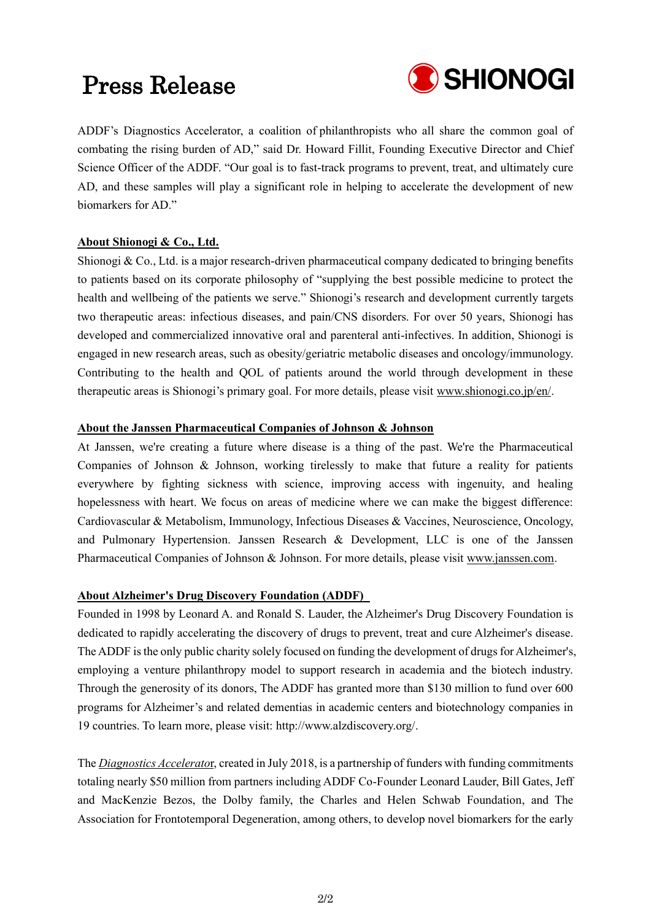ADDF's Diagnostics Accelerator, a coalition of philanthropists who all share the common goal of combating the rising burden of AD," said Dr. Howard Fillit, Founding Executive Director and Chief Science Officer of the ADDF. "Our goal is to fast-track programs to prevent, treat, and ultimately cure AD, and these samples will play a significant role in helping to accelerate the development of new biomarkers for AD."

**About Shionogi & Co., Ltd.**

Shionogi & Co., Ltd. is a major research-driven pharmaceutical company dedicated to bringing benefits to patients based on its corporate philosophy of "supplying the best possible medicine to protect the health and wellbeing of the patients we serve." Shionogi's research and development currently targets two therapeutic areas: infectious diseases, and pain/CNS disorders. For over 50 years, Shionogi has developed and commercialized innovative oral and parenteral anti-infectives. In addition, Shionogi is engaged in new research areas, such as obesity/geriatric metabolic diseases and oncology/immunology. Contributing to the health and QOL of patients around the world through development in these therapeutic areas is Shionogi's primary goal. For more details, please visit www.shionogi.co.jp/en/.

**About the Janssen Pharmaceutical Companies of Johnson & Johnson**

At Janssen, we're creating a future where disease is a thing of the past. We're the Pharmaceutical Companies of Johnson & Johnson, working tirelessly to make that future a reality for patients everywhere by fighting sickness with science, improving access with ingenuity, and healing hopelessness with heart. We focus on areas of medicine where we can make the biggest difference: Cardiovascular & Metabolism, Immunology, Infectious Diseases & Vaccines, Neuroscience, Oncology, and Pulmonary Hypertension. Janssen Research & Development, LLC is one of the Janssen Pharmaceutical Companies of Johnson & Johnson. For more details, please visit www.janssen.com.

**About Alzheimer's Drug Discovery Foundation (ADDF)**

Founded in 1998 by Leonard A. and Ronald S. Lauder, the Alzheimer's Drug Discovery Foundation is dedicated to rapidly accelerating the discovery of drugs to prevent, treat and cure Alzheimer's disease. The ADDF is the only public charity solely focused on funding the development of drugs for Alzheimer's, employing a venture philanthropy model to support research in academia and the biotech industry. Through the generosity of its donors, The ADDF has granted more than $130 million to fund over 600 programs for Alzheimer's and related dementias in academic centers and biotechnology companies in 19 countries. To learn more, please visit: http://www.alzdiscovery.org/.

The *Diagnostics Accelerator*, created in July 2018, is a partnership of funders with funding commitments totaling nearly $50 million from partners including ADDF Co-Founder Leonard Lauder, Bill Gates, Jeff and MacKenzie Bezos, the Dolby family, the Charles and Helen Schwab Foundation, and The Association for Frontotemporal Degeneration, among others, to develop novel biomarkers for the early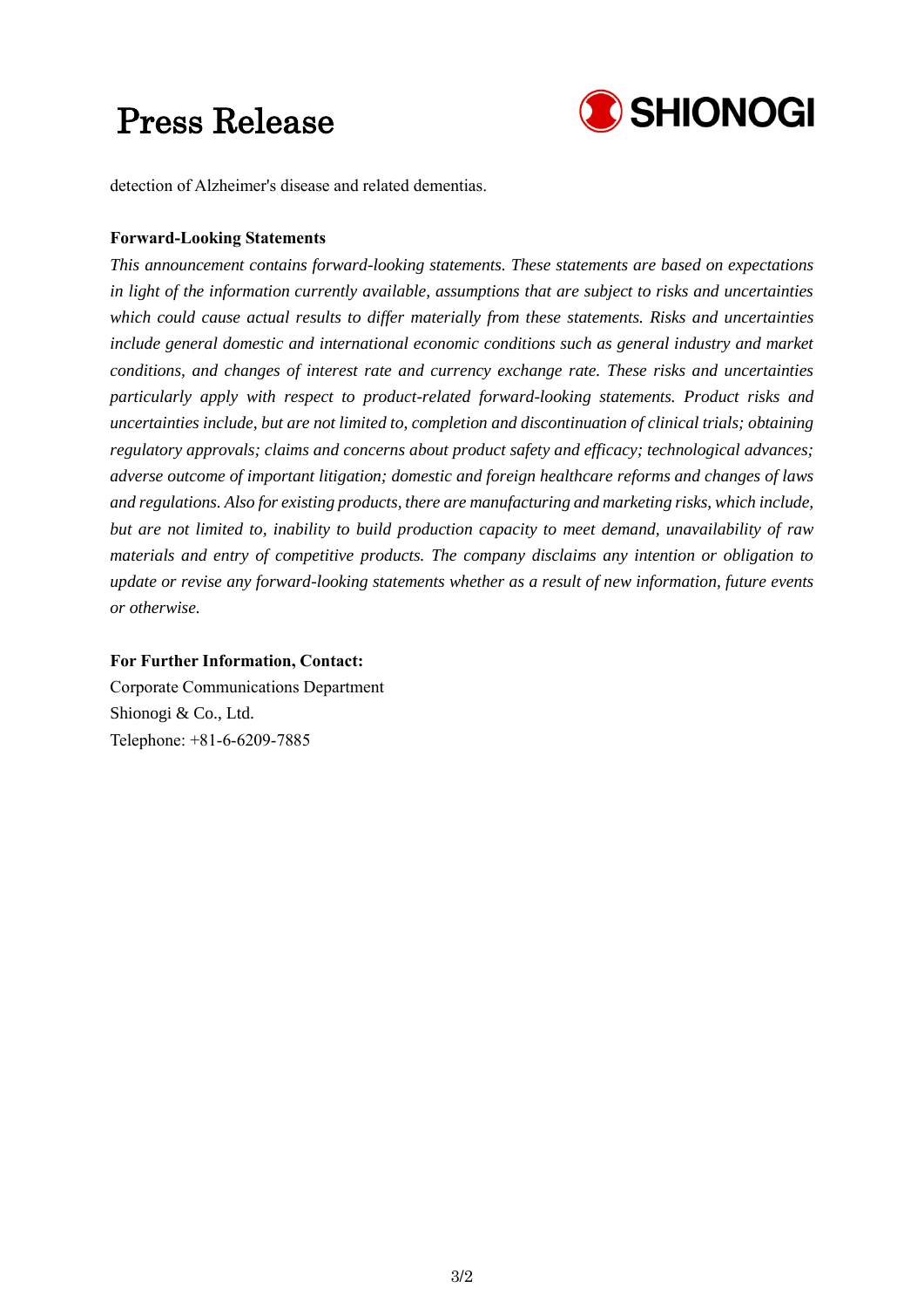detection of Alzheimer's disease and related dementias.

**Forward-Looking Statements**

*This announcement contains forward-looking statements. These statements are based on expectations in light of the information currently available, assumptions that are subject to risks and uncertainties which could cause actual results to differ materially from these statements. Risks and uncertainties include general domestic and international economic conditions such as general industry and market conditions, and changes of interest rate and currency exchange rate. These risks and uncertainties particularly apply with respect to product-related forward-looking statements. Product risks and uncertainties include, but are not limited to, completion and discontinuation of clinical trials; obtaining regulatory approvals; claims and concerns about product safety and efficacy; technological advances; adverse outcome of important litigation; domestic and foreign healthcare reforms and changes of laws and regulations. Also for existing products, there are manufacturing and marketing risks, which include, but are not limited to, inability to build production capacity to meet demand, unavailability of raw materials and entry of competitive products. The company disclaims any intention or obligation to update or revise any forward-looking statements whether as a result of new information, future events or otherwise.*

**For Further Information, Contact:**

Corporate Communications Department
Shionogi & Co., Ltd.
Telephone: +81-6-6209-7885